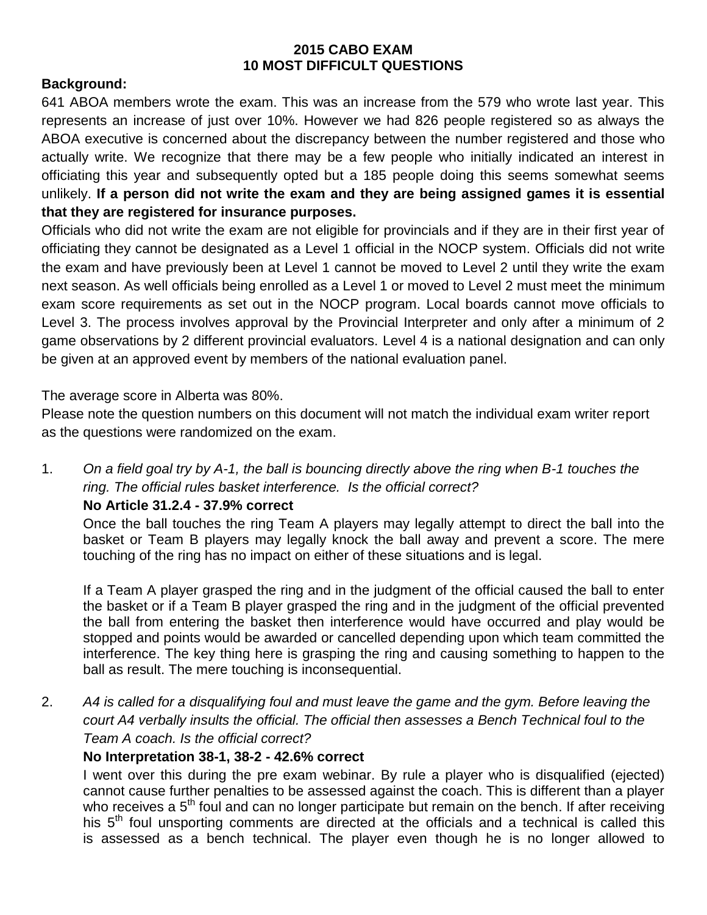**2015 CABO EXAM**
**10 MOST DIFFICULT QUESTIONS**

**Background:**

641 ABOA members wrote the exam. This was an increase from the 579 who wrote last year. This represents an increase of just over 10%. However we had 826 people registered so as always the ABOA executive is concerned about the discrepancy between the number registered and those who actually write. We recognize that there may be a few people who initially indicated an interest in officiating this year and subsequently opted but a 185 people doing this seems somewhat seems unlikely. **If a person did not write the exam and they are being assigned games it is essential that they are registered for insurance purposes.**

Officials who did not write the exam are not eligible for provincials and if they are in their first year of officiating they cannot be designated as a Level 1 official in the NOCP system. Officials did not write the exam and have previously been at Level 1 cannot be moved to Level 2 until they write the exam next season. As well officials being enrolled as a Level 1 or moved to Level 2 must meet the minimum exam score requirements as set out in the NOCP program. Local boards cannot move officials to Level 3. The process involves approval by the Provincial Interpreter and only after a minimum of 2 game observations by 2 different provincial evaluators. Level 4 is a national designation and can only be given at an approved event by members of the national evaluation panel.

The average score in Alberta was 80%.

Please note the question numbers on this document will not match the individual exam writer report as the questions were randomized on the exam.

1. *On a field goal try by A-1, the ball is bouncing directly above the ring when B-1 touches the ring. The official rules basket interference. Is the official correct?*

   **No Article 31.2.4 - 37.9% correct**

   Once the ball touches the ring Team A players may legally attempt to direct the ball into the basket or Team B players may legally knock the ball away and prevent a score. The mere touching of the ring has no impact on either of these situations and is legal.

   If a Team A player grasped the ring and in the judgment of the official caused the ball to enter the basket or if a Team B player grasped the ring and in the judgment of the official prevented the ball from entering the basket then interference would have occurred and play would be stopped and points would be awarded or cancelled depending upon which team committed the interference. The key thing here is grasping the ring and causing something to happen to the ball as result. The mere touching is inconsequential.

2. *A4 is called for a disqualifying foul and must leave the game and the gym. Before leaving the court A4 verbally insults the official. The official then assesses a Bench Technical foul to the Team A coach. Is the official correct?*

   **No Interpretation 38-1, 38-2 - 42.6% correct**

   I went over this during the pre exam webinar. By rule a player who is disqualified (ejected) cannot cause further penalties to be assessed against the coach. This is different than a player who receives a 5th foul and can no longer participate but remain on the bench. If after receiving his 5th foul unsporting comments are directed at the officials and a technical is called this is assessed as a bench technical. The player even though he is no longer allowed to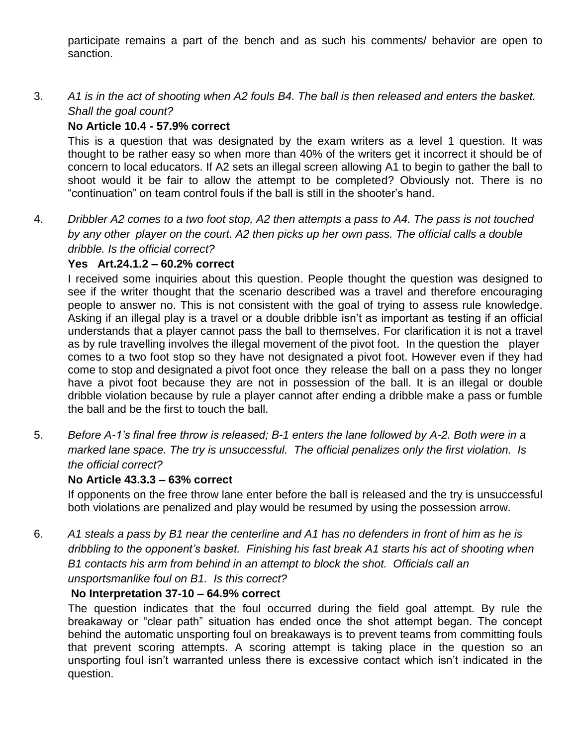participate remains a part of the bench and as such his comments/ behavior are open to sanction.

3. *A1 is in the act of shooting when A2 fouls B4. The ball is then released and enters the basket. Shall the goal count?*

   **No Article 10.4 - 57.9% correct**

   This is a question that was designated by the exam writers as a level 1 question. It was thought to be rather easy so when more than 40% of the writers get it incorrect it should be of concern to local educators. If A2 sets an illegal screen allowing A1 to begin to gather the ball to shoot would it be fair to allow the attempt to be completed? Obviously not. There is no "continuation" on team control fouls if the ball is still in the shooter's hand.

4. *Dribbler A2 comes to a two foot stop, A2 then attempts a pass to A4. The pass is not touched by any other player on the court. A2 then picks up her own pass. The official calls a double dribble. Is the official correct?*

   **Yes Art.24.1.2 – 60.2% correct**

   I received some inquiries about this question. People thought the question was designed to see if the writer thought that the scenario described was a travel and therefore encouraging people to answer no. This is not consistent with the goal of trying to assess rule knowledge. Asking if an illegal play is a travel or a double dribble isn't as important as testing if an official understands that a player cannot pass the ball to themselves. For clarification it is not a travel as by rule travelling involves the illegal movement of the pivot foot. In the question the player comes to a two foot stop so they have not designated a pivot foot. However even if they had come to stop and designated a pivot foot once they release the ball on a pass they no longer have a pivot foot because they are not in possession of the ball. It is an illegal or double dribble violation because by rule a player cannot after ending a dribble make a pass or fumble the ball and be the first to touch the ball.

5. *Before A-1's final free throw is released; B-1 enters the lane followed by A-2. Both were in a marked lane space. The try is unsuccessful. The official penalizes only the first violation. Is the official correct?*

   **No Article 43.3.3 – 63% correct**

   If opponents on the free throw lane enter before the ball is released and the try is unsuccessful both violations are penalized and play would be resumed by using the possession arrow.

6. *A1 steals a pass by B1 near the centerline and A1 has no defenders in front of him as he is dribbling to the opponent's basket. Finishing his fast break A1 starts his act of shooting when B1 contacts his arm from behind in an attempt to block the shot. Officials call an unsportsmanlike foul on B1. Is this correct?*

   **No Interpretation 37-10 – 64.9% correct**

   The question indicates that the foul occurred during the field goal attempt. By rule the breakaway or "clear path" situation has ended once the shot attempt began. The concept behind the automatic unsporting foul on breakaways is to prevent teams from committing fouls that prevent scoring attempts. A scoring attempt is taking place in the question so an unsporting foul isn't warranted unless there is excessive contact which isn't indicated in the question.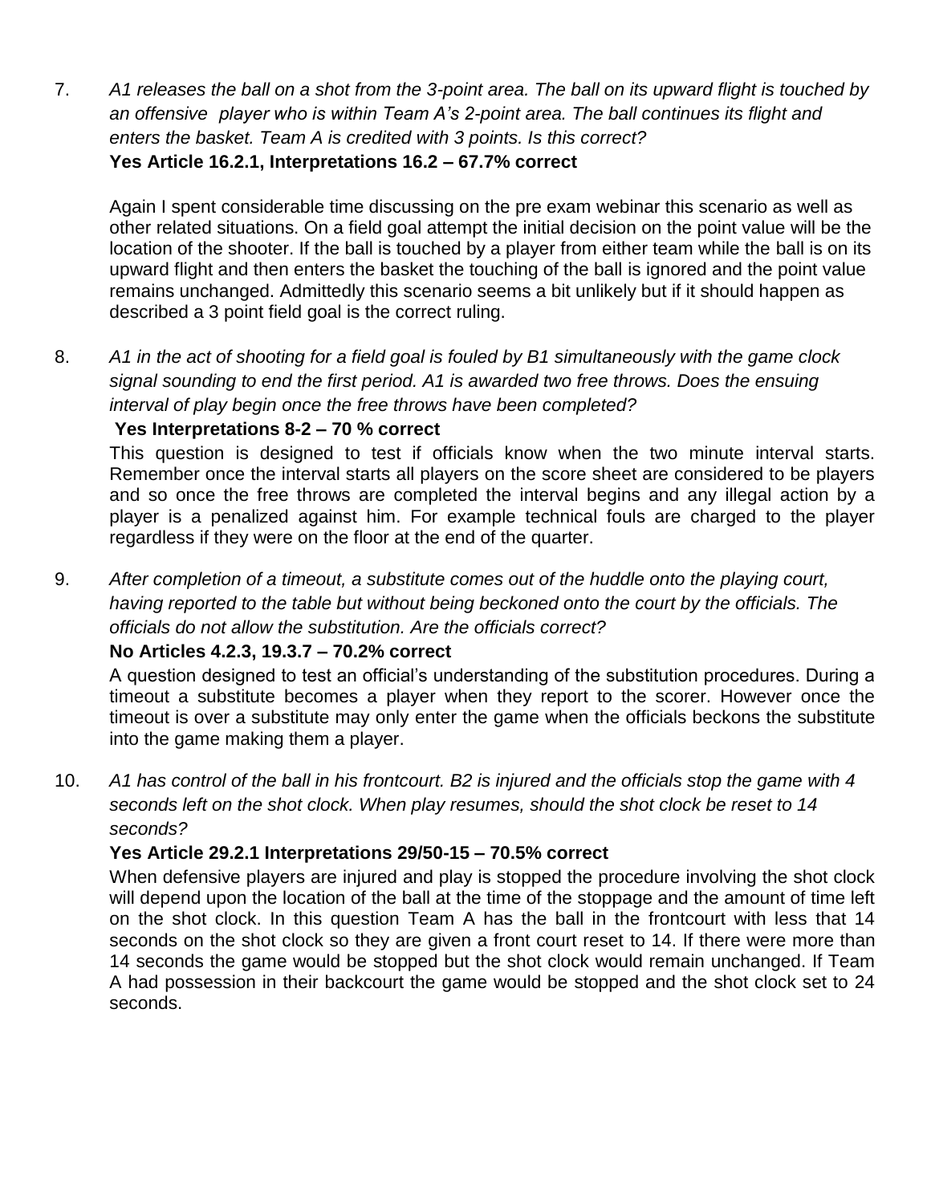7. *A1 releases the ball on a shot from the 3-point area. The ball on its upward flight is touched by an offensive player who is within Team A's 2-point area. The ball continues its flight and enters the basket. Team A is credited with 3 points. Is this correct?*

   **Yes Article 16.2.1, Interpretations 16.2 – 67.7% correct**

   Again I spent considerable time discussing on the pre exam webinar this scenario as well as other related situations. On a field goal attempt the initial decision on the point value will be the location of the shooter. If the ball is touched by a player from either team while the ball is on its upward flight and then enters the basket the touching of the ball is ignored and the point value remains unchanged. Admittedly this scenario seems a bit unlikely but if it should happen as described a 3 point field goal is the correct ruling.

8. *A1 in the act of shooting for a field goal is fouled by B1 simultaneously with the game clock signal sounding to end the first period. A1 is awarded two free throws. Does the ensuing interval of play begin once the free throws have been completed?*

   **Yes Interpretations 8-2 – 70 % correct**

   This question is designed to test if officials know when the two minute interval starts. Remember once the interval starts all players on the score sheet are considered to be players and so once the free throws are completed the interval begins and any illegal action by a player is a penalized against him. For example technical fouls are charged to the player regardless if they were on the floor at the end of the quarter.

9. *After completion of a timeout, a substitute comes out of the huddle onto the playing court, having reported to the table but without being beckoned onto the court by the officials. The officials do not allow the substitution. Are the officials correct?*

   **No Articles 4.2.3, 19.3.7 – 70.2% correct**

   A question designed to test an official's understanding of the substitution procedures. During a timeout a substitute becomes a player when they report to the scorer. However once the timeout is over a substitute may only enter the game when the officials beckons the substitute into the game making them a player.

10. *A1 has control of the ball in his frontcourt. B2 is injured and the officials stop the game with 4 seconds left on the shot clock. When play resumes, should the shot clock be reset to 14 seconds?*

    **Yes Article 29.2.1 Interpretations 29/50-15 – 70.5% correct**

    When defensive players are injured and play is stopped the procedure involving the shot clock will depend upon the location of the ball at the time of the stoppage and the amount of time left on the shot clock. In this question Team A has the ball in the frontcourt with less that 14 seconds on the shot clock so they are given a front court reset to 14. If there were more than 14 seconds the game would be stopped but the shot clock would remain unchanged. If Team A had possession in their backcourt the game would be stopped and the shot clock set to 24 seconds.